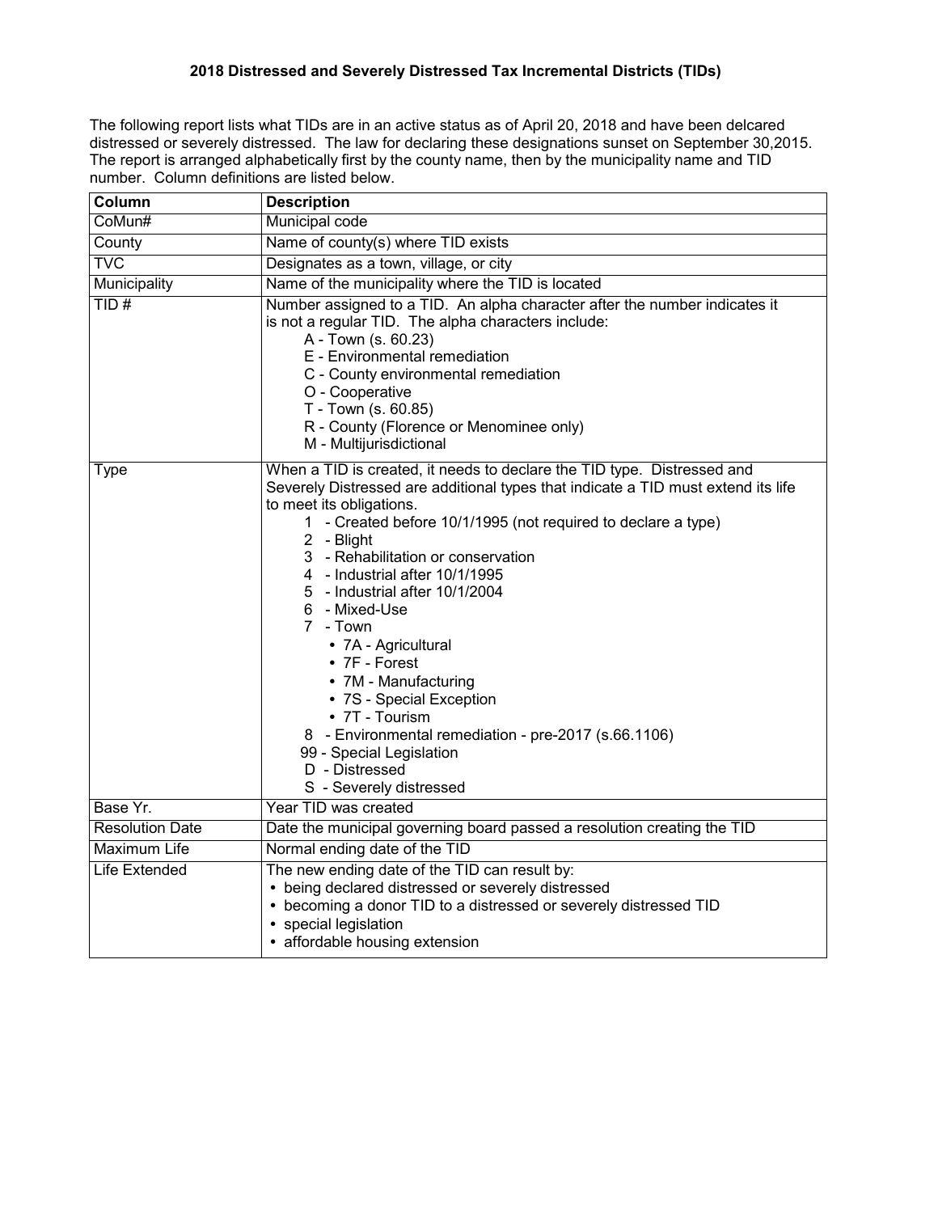# 2018 Distressed and Severely Distressed Tax Incremental Districts (TIDs)

The following report lists what TIDs are in an active status as of April 20, 2018 and have been delcared distressed or severely distressed. The law for declaring these designations sunset on September 30,2015. The report is arranged alphabetically first by the county name, then by the municipality name and TID number. Column definitions are listed below.

| Column | Description |
|---|---|
| CoMun# | Municipal code |
| County | Name of county(s) where TID exists |
| TVC | Designates as a town, village, or city |
| Municipality | Name of the municipality where the TID is located |
| TID # | Number assigned to a TID. An alpha character after the number indicates it is not a regular TID. The alpha characters include:<br>A - Town (s. 60.23)<br>E - Environmental remediation<br>C - County environmental remediation<br>O - Cooperative<br>T - Town (s. 60.85)<br>R - County (Florence or Menominee only)<br>M - Multijurisdictional |
| Type | When a TID is created, it needs to declare the TID type. Distressed and Severely Distressed are additional types that indicate a TID must extend its life to meet its obligations.<br>1 - Created before 10/1/1995 (not required to declare a type)<br>2 - Blight<br>3 - Rehabilitation or conservation<br>4 - Industrial after 10/1/1995<br>5 - Industrial after 10/1/2004<br>6 - Mixed-Use<br>7 - Town<br>• 7A - Agricultural<br>• 7F - Forest<br>• 7M - Manufacturing<br>• 7S - Special Exception<br>• 7T - Tourism<br>8 - Environmental remediation - pre-2017 (s.66.1106)<br>99 - Special Legislation<br>D - Distressed<br>S - Severely distressed |
| Base Yr. | Year TID was created |
| Resolution Date | Date the municipal governing board passed a resolution creating the TID |
| Maximum Life | Normal ending date of the TID |
| Life Extended | The new ending date of the TID can result by:<br>• being declared distressed or severely distressed<br>• becoming a donor TID to a distressed or severely distressed TID<br>• special legislation<br>• affordable housing extension |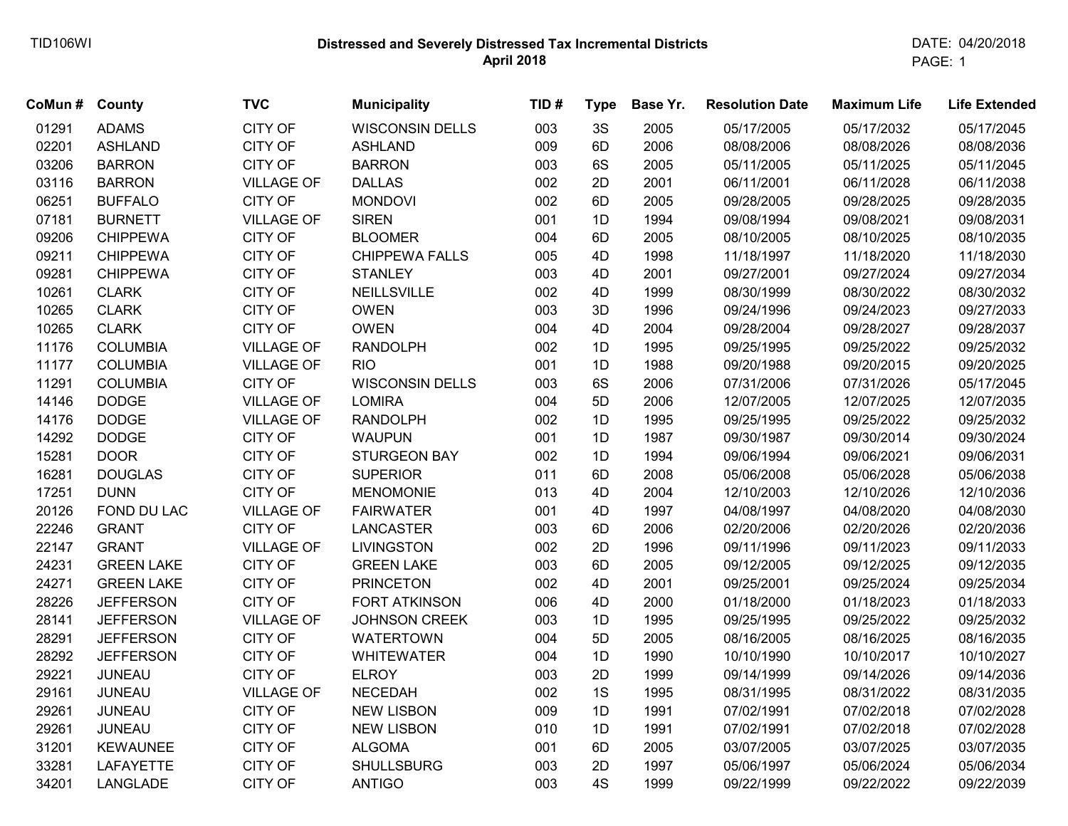TID106WI

**Distressed and Severely Distressed Tax Incremental Districts**
**April 2018**

DATE: 04/20/2018

| CoMun # | County | TVC | Municipality | TID # | Type | Base Yr. | Resolution Date | Maximum Life | Life Extended |
|---|---|---|---|---|---|---|---|---|---|
| 01291 | ADAMS | CITY OF | WISCONSIN DELLS | 003 | 3S | 2005 | 05/17/2005 | 05/17/2032 | 05/17/2045 |
| 02201 | ASHLAND | CITY OF | ASHLAND | 009 | 6D | 2006 | 08/08/2006 | 08/08/2026 | 08/08/2036 |
| 03206 | BARRON | CITY OF | BARRON | 003 | 6S | 2005 | 05/11/2005 | 05/11/2025 | 05/11/2045 |
| 03116 | BARRON | VILLAGE OF | DALLAS | 002 | 2D | 2001 | 06/11/2001 | 06/11/2028 | 06/11/2038 |
| 06251 | BUFFALO | CITY OF | MONDOVI | 002 | 6D | 2005 | 09/28/2005 | 09/28/2025 | 09/28/2035 |
| 07181 | BURNETT | VILLAGE OF | SIREN | 001 | 1D | 1994 | 09/08/1994 | 09/08/2021 | 09/08/2031 |
| 09206 | CHIPPEWA | CITY OF | BLOOMER | 004 | 6D | 2005 | 08/10/2005 | 08/10/2025 | 08/10/2035 |
| 09211 | CHIPPEWA | CITY OF | CHIPPEWA FALLS | 005 | 4D | 1998 | 11/18/1997 | 11/18/2020 | 11/18/2030 |
| 09281 | CHIPPEWA | CITY OF | STANLEY | 003 | 4D | 2001 | 09/27/2001 | 09/27/2024 | 09/27/2034 |
| 10261 | CLARK | CITY OF | NEILLSVILLE | 002 | 4D | 1999 | 08/30/1999 | 08/30/2022 | 08/30/2032 |
| 10265 | CLARK | CITY OF | OWEN | 003 | 3D | 1996 | 09/24/1996 | 09/24/2023 | 09/27/2033 |
| 10265 | CLARK | CITY OF | OWEN | 004 | 4D | 2004 | 09/28/2004 | 09/28/2027 | 09/28/2037 |
| 11176 | COLUMBIA | VILLAGE OF | RANDOLPH | 002 | 1D | 1995 | 09/25/1995 | 09/25/2022 | 09/25/2032 |
| 11177 | COLUMBIA | VILLAGE OF | RIO | 001 | 1D | 1988 | 09/20/1988 | 09/20/2015 | 09/20/2025 |
| 11291 | COLUMBIA | CITY OF | WISCONSIN DELLS | 003 | 6S | 2006 | 07/31/2006 | 07/31/2026 | 05/17/2045 |
| 14146 | DODGE | VILLAGE OF | LOMIRA | 004 | 5D | 2006 | 12/07/2005 | 12/07/2025 | 12/07/2035 |
| 14176 | DODGE | VILLAGE OF | RANDOLPH | 002 | 1D | 1995 | 09/25/1995 | 09/25/2022 | 09/25/2032 |
| 14292 | DODGE | CITY OF | WAUPUN | 001 | 1D | 1987 | 09/30/1987 | 09/30/2014 | 09/30/2024 |
| 15281 | DOOR | CITY OF | STURGEON BAY | 002 | 1D | 1994 | 09/06/1994 | 09/06/2021 | 09/06/2031 |
| 16281 | DOUGLAS | CITY OF | SUPERIOR | 011 | 6D | 2008 | 05/06/2008 | 05/06/2028 | 05/06/2038 |
| 17251 | DUNN | CITY OF | MENOMONIE | 013 | 4D | 2004 | 12/10/2003 | 12/10/2026 | 12/10/2036 |
| 20126 | FOND DU LAC | VILLAGE OF | FAIRWATER | 001 | 4D | 1997 | 04/08/1997 | 04/08/2020 | 04/08/2030 |
| 22246 | GRANT | CITY OF | LANCASTER | 003 | 6D | 2006 | 02/20/2006 | 02/20/2026 | 02/20/2036 |
| 22147 | GRANT | VILLAGE OF | LIVINGSTON | 002 | 2D | 1996 | 09/11/1996 | 09/11/2023 | 09/11/2033 |
| 24231 | GREEN LAKE | CITY OF | GREEN LAKE | 003 | 6D | 2005 | 09/12/2005 | 09/12/2025 | 09/12/2035 |
| 24271 | GREEN LAKE | CITY OF | PRINCETON | 002 | 4D | 2001 | 09/25/2001 | 09/25/2024 | 09/25/2034 |
| 28226 | JEFFERSON | CITY OF | FORT ATKINSON | 006 | 4D | 2000 | 01/18/2000 | 01/18/2023 | 01/18/2033 |
| 28141 | JEFFERSON | VILLAGE OF | JOHNSON CREEK | 003 | 1D | 1995 | 09/25/1995 | 09/25/2022 | 09/25/2032 |
| 28291 | JEFFERSON | CITY OF | WATERTOWN | 004 | 5D | 2005 | 08/16/2005 | 08/16/2025 | 08/16/2035 |
| 28292 | JEFFERSON | CITY OF | WHITEWATER | 004 | 1D | 1990 | 10/10/1990 | 10/10/2017 | 10/10/2027 |
| 29221 | JUNEAU | CITY OF | ELROY | 003 | 2D | 1999 | 09/14/1999 | 09/14/2026 | 09/14/2036 |
| 29161 | JUNEAU | VILLAGE OF | NECEDAH | 002 | 1S | 1995 | 08/31/1995 | 08/31/2022 | 08/31/2035 |
| 29261 | JUNEAU | CITY OF | NEW LISBON | 009 | 1D | 1991 | 07/02/1991 | 07/02/2018 | 07/02/2028 |
| 29261 | JUNEAU | CITY OF | NEW LISBON | 010 | 1D | 1991 | 07/02/1991 | 07/02/2018 | 07/02/2028 |
| 31201 | KEWAUNEE | CITY OF | ALGOMA | 001 | 6D | 2005 | 03/07/2005 | 03/07/2025 | 03/07/2035 |
| 33281 | LAFAYETTE | CITY OF | SHULLSBURG | 003 | 2D | 1997 | 05/06/1997 | 05/06/2024 | 05/06/2034 |
| 34201 | LANGLADE | CITY OF | ANTIGO | 003 | 4S | 1999 | 09/22/1999 | 09/22/2022 | 09/22/2039 |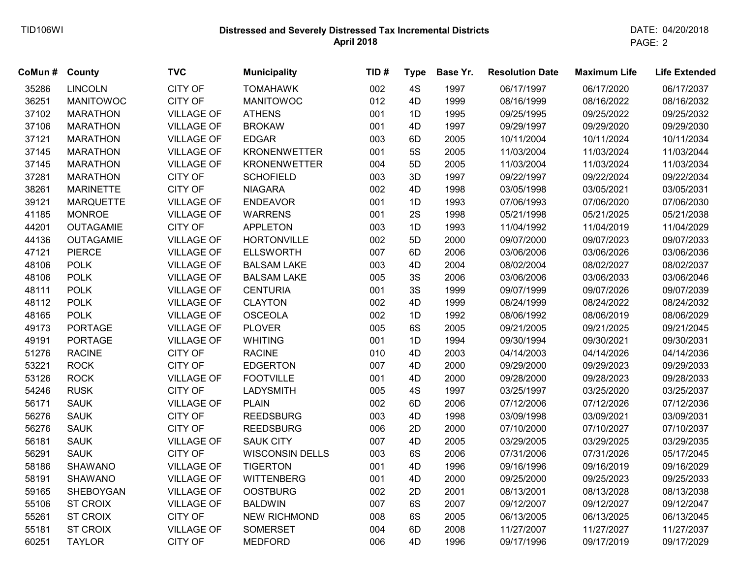# Distressed and Severely Distressed Tax Incremental Districts

## April 2018

| CoMun # | County | TVC | Municipality | TID # | Type | Base Yr. | Resolution Date | Maximum Life | Life Extended |
|---|---|---|---|---|---|---|---|---|---|
| 35286 | LINCOLN | CITY OF | TOMAHAWK | 002 | 4S | 1997 | 06/17/1997 | 06/17/2020 | 06/17/2037 |
| 36251 | MANITOWOC | CITY OF | MANITOWOC | 012 | 4D | 1999 | 08/16/1999 | 08/16/2022 | 08/16/2032 |
| 37102 | MARATHON | VILLAGE OF | ATHENS | 001 | 1D | 1995 | 09/25/1995 | 09/25/2022 | 09/25/2032 |
| 37106 | MARATHON | VILLAGE OF | BROKAW | 001 | 4D | 1997 | 09/29/1997 | 09/29/2020 | 09/29/2030 |
| 37121 | MARATHON | VILLAGE OF | EDGAR | 003 | 6D | 2005 | 10/11/2004 | 10/11/2024 | 10/11/2034 |
| 37145 | MARATHON | VILLAGE OF | KRONENWETTER | 001 | 5S | 2005 | 11/03/2004 | 11/03/2024 | 11/03/2044 |
| 37145 | MARATHON | VILLAGE OF | KRONENWETTER | 004 | 5D | 2005 | 11/03/2004 | 11/03/2024 | 11/03/2034 |
| 37281 | MARATHON | CITY OF | SCHOFIELD | 003 | 3D | 1997 | 09/22/1997 | 09/22/2024 | 09/22/2034 |
| 38261 | MARINETTE | CITY OF | NIAGARA | 002 | 4D | 1998 | 03/05/1998 | 03/05/2021 | 03/05/2031 |
| 39121 | MARQUETTE | VILLAGE OF | ENDEAVOR | 001 | 1D | 1993 | 07/06/1993 | 07/06/2020 | 07/06/2030 |
| 41185 | MONROE | VILLAGE OF | WARRENS | 001 | 2S | 1998 | 05/21/1998 | 05/21/2025 | 05/21/2038 |
| 44201 | OUTAGAMIE | CITY OF | APPLETON | 003 | 1D | 1993 | 11/04/1992 | 11/04/2019 | 11/04/2029 |
| 44136 | OUTAGAMIE | VILLAGE OF | HORTONVILLE | 002 | 5D | 2000 | 09/07/2000 | 09/07/2023 | 09/07/2033 |
| 47121 | PIERCE | VILLAGE OF | ELLSWORTH | 007 | 6D | 2006 | 03/06/2006 | 03/06/2026 | 03/06/2036 |
| 48106 | POLK | VILLAGE OF | BALSAM LAKE | 003 | 4D | 2004 | 08/02/2004 | 08/02/2027 | 08/02/2037 |
| 48106 | POLK | VILLAGE OF | BALSAM LAKE | 005 | 3S | 2006 | 03/06/2006 | 03/06/2033 | 03/06/2046 |
| 48111 | POLK | VILLAGE OF | CENTURIA | 001 | 3S | 1999 | 09/07/1999 | 09/07/2026 | 09/07/2039 |
| 48112 | POLK | VILLAGE OF | CLAYTON | 002 | 4D | 1999 | 08/24/1999 | 08/24/2022 | 08/24/2032 |
| 48165 | POLK | VILLAGE OF | OSCEOLA | 002 | 1D | 1992 | 08/06/1992 | 08/06/2019 | 08/06/2029 |
| 49173 | PORTAGE | VILLAGE OF | PLOVER | 005 | 6S | 2005 | 09/21/2005 | 09/21/2025 | 09/21/2045 |
| 49191 | PORTAGE | VILLAGE OF | WHITING | 001 | 1D | 1994 | 09/30/1994 | 09/30/2021 | 09/30/2031 |
| 51276 | RACINE | CITY OF | RACINE | 010 | 4D | 2003 | 04/14/2003 | 04/14/2026 | 04/14/2036 |
| 53221 | ROCK | CITY OF | EDGERTON | 007 | 4D | 2000 | 09/29/2000 | 09/29/2023 | 09/29/2033 |
| 53126 | ROCK | VILLAGE OF | FOOTVILLE | 001 | 4D | 2000 | 09/28/2000 | 09/28/2023 | 09/28/2033 |
| 54246 | RUSK | CITY OF | LADYSMITH | 005 | 4S | 1997 | 03/25/1997 | 03/25/2020 | 03/25/2037 |
| 56171 | SAUK | VILLAGE OF | PLAIN | 002 | 6D | 2006 | 07/12/2006 | 07/12/2026 | 07/12/2036 |
| 56276 | SAUK | CITY OF | REEDSBURG | 003 | 4D | 1998 | 03/09/1998 | 03/09/2021 | 03/09/2031 |
| 56276 | SAUK | CITY OF | REEDSBURG | 006 | 2D | 2000 | 07/10/2000 | 07/10/2027 | 07/10/2037 |
| 56181 | SAUK | VILLAGE OF | SAUK CITY | 007 | 4D | 2005 | 03/29/2005 | 03/29/2025 | 03/29/2035 |
| 56291 | SAUK | CITY OF | WISCONSIN DELLS | 003 | 6S | 2006 | 07/31/2006 | 07/31/2026 | 05/17/2045 |
| 58186 | SHAWANO | VILLAGE OF | TIGERTON | 001 | 4D | 1996 | 09/16/1996 | 09/16/2019 | 09/16/2029 |
| 58191 | SHAWANO | VILLAGE OF | WITTENBERG | 001 | 4D | 2000 | 09/25/2000 | 09/25/2023 | 09/25/2033 |
| 59165 | SHEBOYGAN | VILLAGE OF | OOSTBURG | 002 | 2D | 2001 | 08/13/2001 | 08/13/2028 | 08/13/2038 |
| 55106 | ST CROIX | VILLAGE OF | BALDWIN | 007 | 6S | 2007 | 09/12/2007 | 09/12/2027 | 09/12/2047 |
| 55261 | ST CROIX | CITY OF | NEW RICHMOND | 008 | 6S | 2005 | 06/13/2005 | 06/13/2025 | 06/13/2045 |
| 55181 | ST CROIX | VILLAGE OF | SOMERSET | 004 | 6D | 2008 | 11/27/2007 | 11/27/2027 | 11/27/2037 |
| 60251 | TAYLOR | CITY OF | MEDFORD | 006 | 4D | 1996 | 09/17/1996 | 09/17/2019 | 09/17/2029 |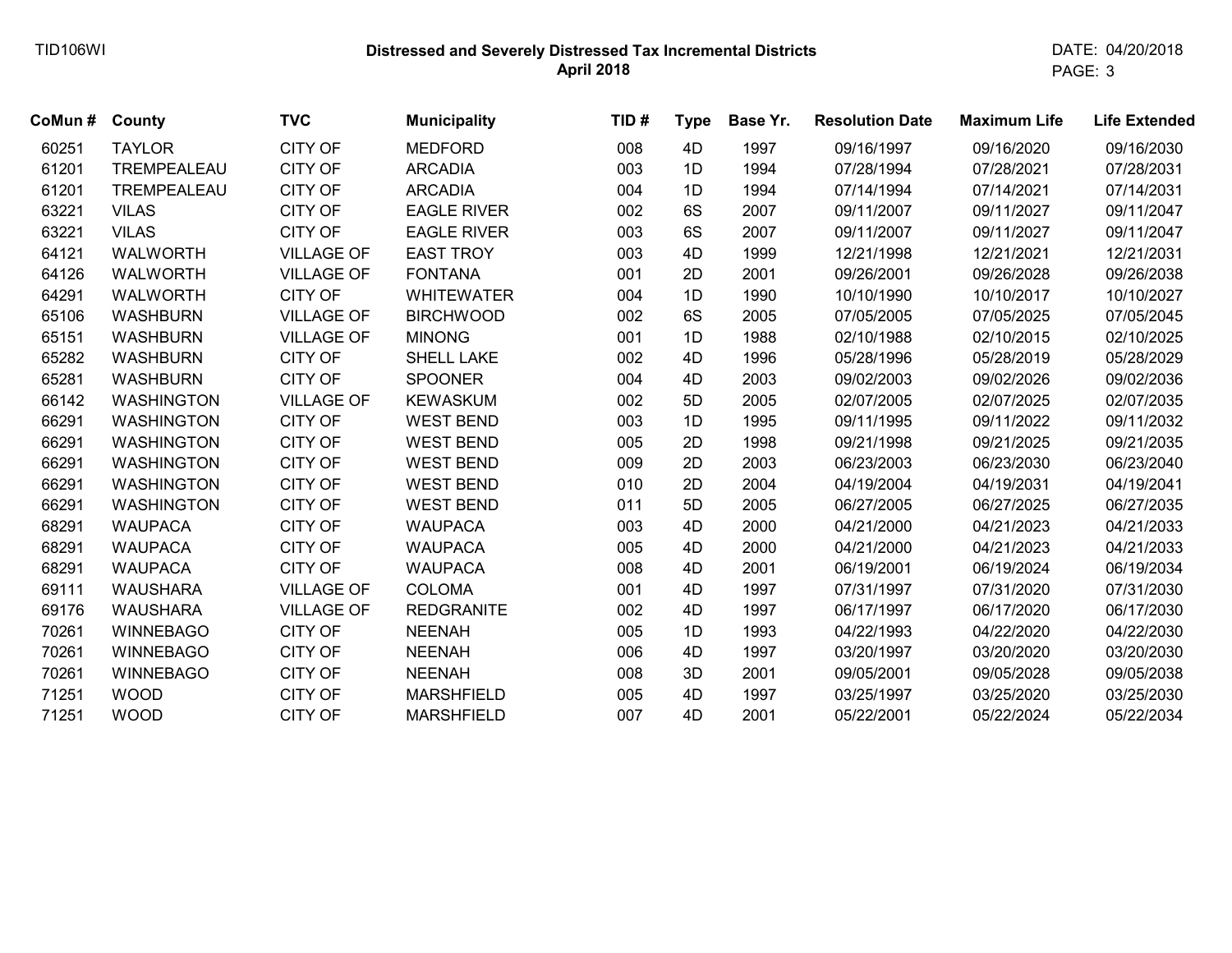# Distressed and Severely Distressed Tax Incremental Districts

**April 2018**

| CoMun # | County | TVC | Municipality | TID # | Type | Base Yr. | Resolution Date | Maximum Life | Life Extended |
|---|---|---|---|---|---|---|---|---|---|
| 60251 | TAYLOR | CITY OF | MEDFORD | 008 | 4D | 1997 | 09/16/1997 | 09/16/2020 | 09/16/2030 |
| 61201 | TREMPEALEAU | CITY OF | ARCADIA | 003 | 1D | 1994 | 07/28/1994 | 07/28/2021 | 07/28/2031 |
| 61201 | TREMPEALEAU | CITY OF | ARCADIA | 004 | 1D | 1994 | 07/14/1994 | 07/14/2021 | 07/14/2031 |
| 63221 | VILAS | CITY OF | EAGLE RIVER | 002 | 6S | 2007 | 09/11/2007 | 09/11/2027 | 09/11/2047 |
| 63221 | VILAS | CITY OF | EAGLE RIVER | 003 | 6S | 2007 | 09/11/2007 | 09/11/2027 | 09/11/2047 |
| 64121 | WALWORTH | VILLAGE OF | EAST TROY | 003 | 4D | 1999 | 12/21/1998 | 12/21/2021 | 12/21/2031 |
| 64126 | WALWORTH | VILLAGE OF | FONTANA | 001 | 2D | 2001 | 09/26/2001 | 09/26/2028 | 09/26/2038 |
| 64291 | WALWORTH | CITY OF | WHITEWATER | 004 | 1D | 1990 | 10/10/1990 | 10/10/2017 | 10/10/2027 |
| 65106 | WASHBURN | VILLAGE OF | BIRCHWOOD | 002 | 6S | 2005 | 07/05/2005 | 07/05/2025 | 07/05/2045 |
| 65151 | WASHBURN | VILLAGE OF | MINONG | 001 | 1D | 1988 | 02/10/1988 | 02/10/2015 | 02/10/2025 |
| 65282 | WASHBURN | CITY OF | SHELL LAKE | 002 | 4D | 1996 | 05/28/1996 | 05/28/2019 | 05/28/2029 |
| 65281 | WASHBURN | CITY OF | SPOONER | 004 | 4D | 2003 | 09/02/2003 | 09/02/2026 | 09/02/2036 |
| 66142 | WASHINGTON | VILLAGE OF | KEWASKUM | 002 | 5D | 2005 | 02/07/2005 | 02/07/2025 | 02/07/2035 |
| 66291 | WASHINGTON | CITY OF | WEST BEND | 003 | 1D | 1995 | 09/11/1995 | 09/11/2022 | 09/11/2032 |
| 66291 | WASHINGTON | CITY OF | WEST BEND | 005 | 2D | 1998 | 09/21/1998 | 09/21/2025 | 09/21/2035 |
| 66291 | WASHINGTON | CITY OF | WEST BEND | 009 | 2D | 2003 | 06/23/2003 | 06/23/2030 | 06/23/2040 |
| 66291 | WASHINGTON | CITY OF | WEST BEND | 010 | 2D | 2004 | 04/19/2004 | 04/19/2031 | 04/19/2041 |
| 66291 | WASHINGTON | CITY OF | WEST BEND | 011 | 5D | 2005 | 06/27/2005 | 06/27/2025 | 06/27/2035 |
| 68291 | WAUPACA | CITY OF | WAUPACA | 003 | 4D | 2000 | 04/21/2000 | 04/21/2023 | 04/21/2033 |
| 68291 | WAUPACA | CITY OF | WAUPACA | 005 | 4D | 2000 | 04/21/2000 | 04/21/2023 | 04/21/2033 |
| 68291 | WAUPACA | CITY OF | WAUPACA | 008 | 4D | 2001 | 06/19/2001 | 06/19/2024 | 06/19/2034 |
| 69111 | WAUSHARA | VILLAGE OF | COLOMA | 001 | 4D | 1997 | 07/31/1997 | 07/31/2020 | 07/31/2030 |
| 69176 | WAUSHARA | VILLAGE OF | REDGRANITE | 002 | 4D | 1997 | 06/17/1997 | 06/17/2020 | 06/17/2030 |
| 70261 | WINNEBAGO | CITY OF | NEENAH | 005 | 1D | 1993 | 04/22/1993 | 04/22/2020 | 04/22/2030 |
| 70261 | WINNEBAGO | CITY OF | NEENAH | 006 | 4D | 1997 | 03/20/1997 | 03/20/2020 | 03/20/2030 |
| 70261 | WINNEBAGO | CITY OF | NEENAH | 008 | 3D | 2001 | 09/05/2001 | 09/05/2028 | 09/05/2038 |
| 71251 | WOOD | CITY OF | MARSHFIELD | 005 | 4D | 1997 | 03/25/1997 | 03/25/2020 | 03/25/2030 |
| 71251 | WOOD | CITY OF | MARSHFIELD | 007 | 4D | 2001 | 05/22/2001 | 05/22/2024 | 05/22/2034 |